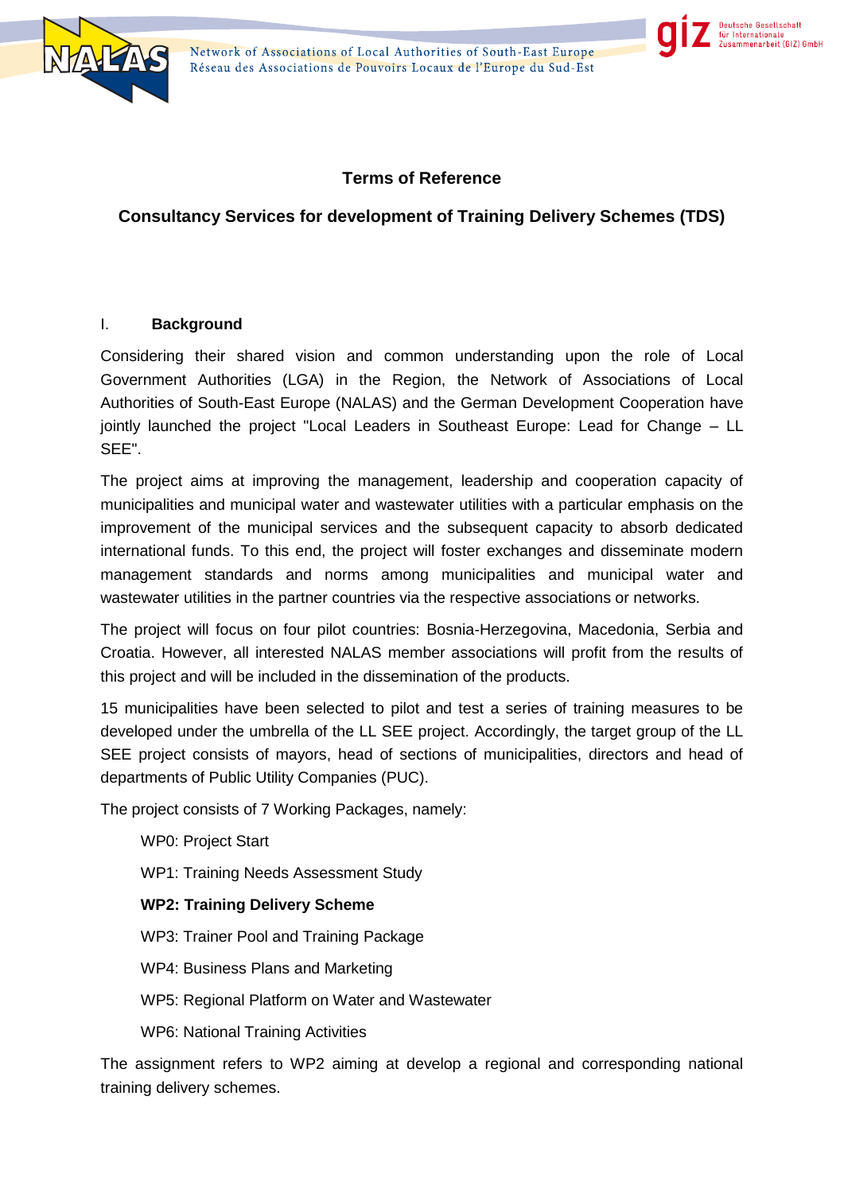# Terms of Reference

## Consultancy Services for development of Training Delivery Schemes (TDS)

### I. Background

Considering their shared vision and common understanding upon the role of Local Government Authorities (LGA) in the Region, the Network of Associations of Local Authorities of South-East Europe (NALAS) and the German Development Cooperation have jointly launched the project "Local Leaders in Southeast Europe: Lead for Change – LL SEE".

The project aims at improving the management, leadership and cooperation capacity of municipalities and municipal water and wastewater utilities with a particular emphasis on the improvement of the municipal services and the subsequent capacity to absorb dedicated international funds. To this end, the project will foster exchanges and disseminate modern management standards and norms among municipalities and municipal water and wastewater utilities in the partner countries via the respective associations or networks.

The project will focus on four pilot countries: Bosnia-Herzegovina, Macedonia, Serbia and Croatia. However, all interested NALAS member associations will profit from the results of this project and will be included in the dissemination of the products.

15 municipalities have been selected to pilot and test a series of training measures to be developed under the umbrella of the LL SEE project. Accordingly, the target group of the LL SEE project consists of mayors, head of sections of municipalities, directors and head of departments of Public Utility Companies (PUC).

The project consists of 7 Working Packages, namely:

- WP0: Project Start
- WP1: Training Needs Assessment Study
- **WP2: Training Delivery Scheme**
- WP3: Trainer Pool and Training Package
- WP4: Business Plans and Marketing
- WP5: Regional Platform on Water and Wastewater
- WP6: National Training Activities

The assignment refers to WP2 aiming at develop a regional and corresponding national training delivery schemes.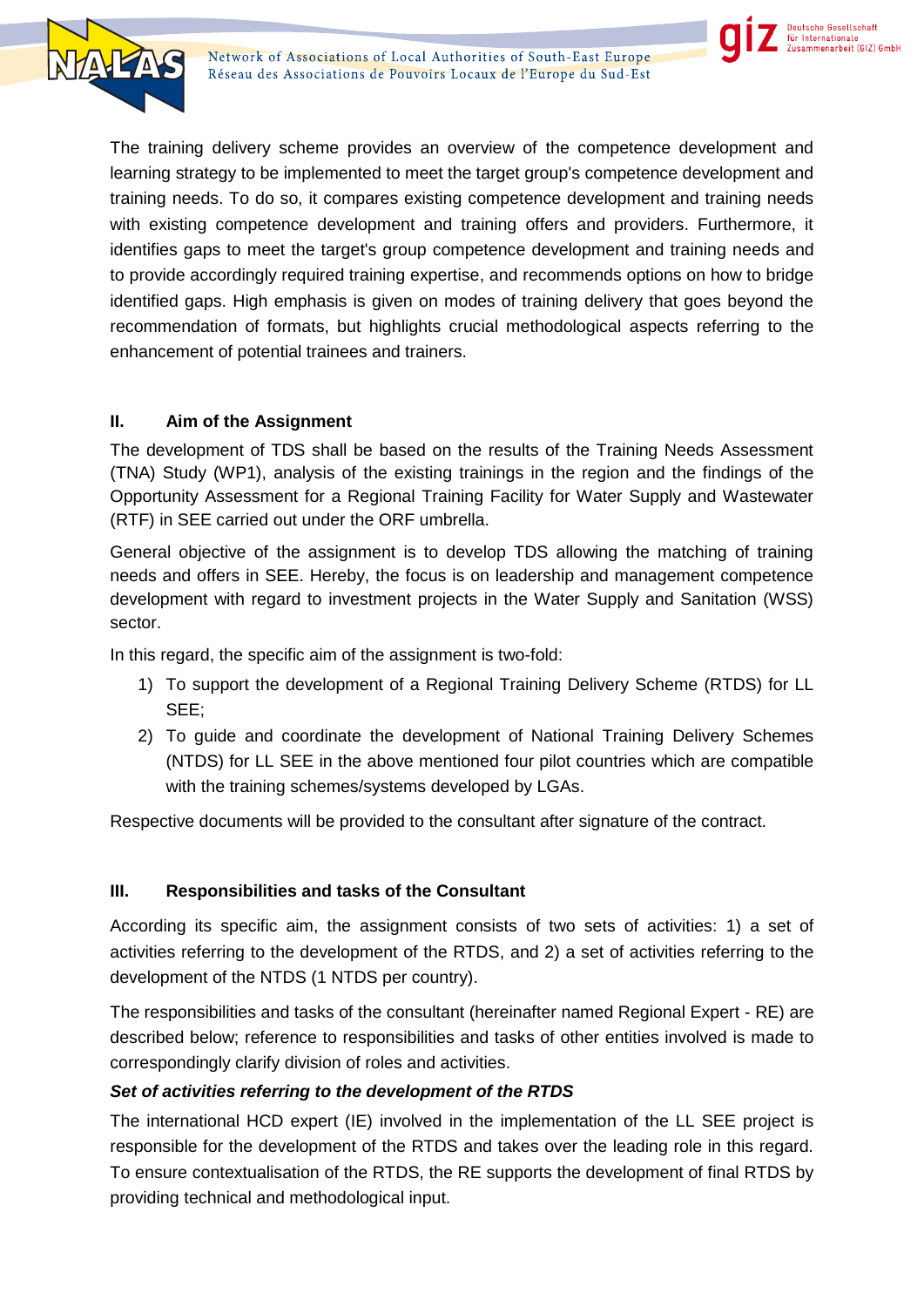The training delivery scheme provides an overview of the competence development and learning strategy to be implemented to meet the target group's competence development and training needs. To do so, it compares existing competence development and training needs with existing competence development and training offers and providers. Furthermore, it identifies gaps to meet the target's group competence development and training needs and to provide accordingly required training expertise, and recommends options on how to bridge identified gaps. High emphasis is given on modes of training delivery that goes beyond the recommendation of formats, but highlights crucial methodological aspects referring to the enhancement of potential trainees and trainers.

## II. Aim of the Assignment

The development of TDS shall be based on the results of the Training Needs Assessment (TNA) Study (WP1), analysis of the existing trainings in the region and the findings of the Opportunity Assessment for a Regional Training Facility for Water Supply and Wastewater (RTF) in SEE carried out under the ORF umbrella.

General objective of the assignment is to develop TDS allowing the matching of training needs and offers in SEE. Hereby, the focus is on leadership and management competence development with regard to investment projects in the Water Supply and Sanitation (WSS) sector.

In this regard, the specific aim of the assignment is two-fold:

1) To support the development of a Regional Training Delivery Scheme (RTDS) for LL SEE;
2) To guide and coordinate the development of National Training Delivery Schemes (NTDS) for LL SEE in the above mentioned four pilot countries which are compatible with the training schemes/systems developed by LGAs.

Respective documents will be provided to the consultant after signature of the contract.

## III. Responsibilities and tasks of the Consultant

According its specific aim, the assignment consists of two sets of activities: 1) a set of activities referring to the development of the RTDS, and 2) a set of activities referring to the development of the NTDS (1 NTDS per country).

The responsibilities and tasks of the consultant (hereinafter named Regional Expert - RE) are described below; reference to responsibilities and tasks of other entities involved is made to correspondingly clarify division of roles and activities.

***Set of activities referring to the development of the RTDS***

The international HCD expert (IE) involved in the implementation of the LL SEE project is responsible for the development of the RTDS and takes over the leading role in this regard. To ensure contextualisation of the RTDS, the RE supports the development of final RTDS by providing technical and methodological input.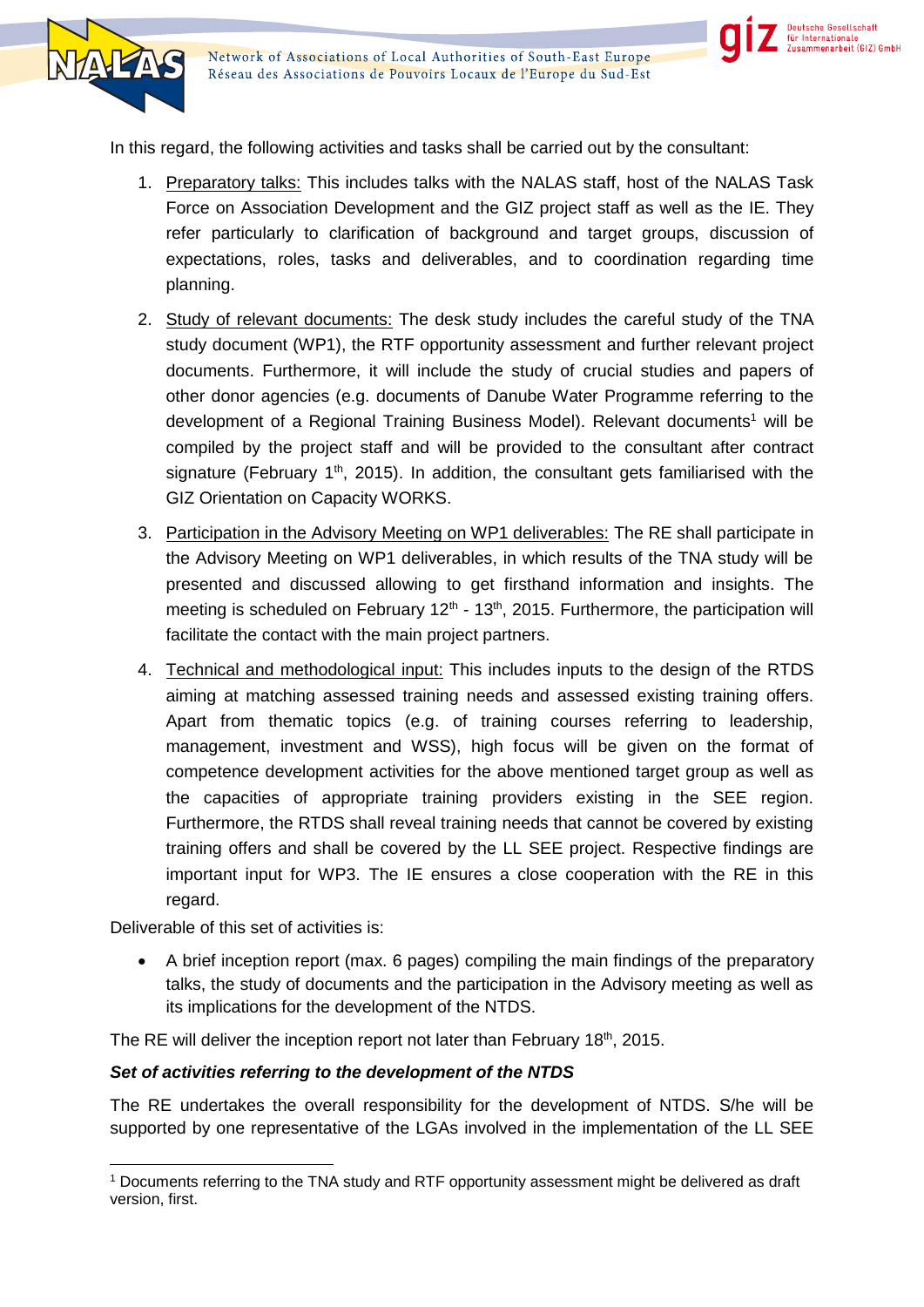In this regard, the following activities and tasks shall be carried out by the consultant:

1. Preparatory talks: This includes talks with the NALAS staff, host of the NALAS Task Force on Association Development and the GIZ project staff as well as the IE. They refer particularly to clarification of background and target groups, discussion of expectations, roles, tasks and deliverables, and to coordination regarding time planning.
2. Study of relevant documents: The desk study includes the careful study of the TNA study document (WP1), the RTF opportunity assessment and further relevant project documents. Furthermore, it will include the study of crucial studies and papers of other donor agencies (e.g. documents of Danube Water Programme referring to the development of a Regional Training Business Model). Relevant documents[1] will be compiled by the project staff and will be provided to the consultant after contract signature (February 1st, 2015). In addition, the consultant gets familiarised with the GIZ Orientation on Capacity WORKS.
3. Participation in the Advisory Meeting on WP1 deliverables: The RE shall participate in the Advisory Meeting on WP1 deliverables, in which results of the TNA study will be presented and discussed allowing to get firsthand information and insights. The meeting is scheduled on February 12th - 13th, 2015. Furthermore, the participation will facilitate the contact with the main project partners.
4. Technical and methodological input: This includes inputs to the design of the RTDS aiming at matching assessed training needs and assessed existing training offers. Apart from thematic topics (e.g. of training courses referring to leadership, management, investment and WSS), high focus will be given on the format of competence development activities for the above mentioned target group as well as the capacities of appropriate training providers existing in the SEE region. Furthermore, the RTDS shall reveal training needs that cannot be covered by existing training offers and shall be covered by the LL SEE project. Respective findings are important input for WP3. The IE ensures a close cooperation with the RE in this regard.

Deliverable of this set of activities is:

- A brief inception report (max. 6 pages) compiling the main findings of the preparatory talks, the study of documents and the participation in the Advisory meeting as well as its implications for the development of the NTDS.

The RE will deliver the inception report not later than February 18th, 2015.

***Set of activities referring to the development of the NTDS***

The RE undertakes the overall responsibility for the development of NTDS. S/he will be supported by one representative of the LGAs involved in the implementation of the LL SEE

---

[1] Documents referring to the TNA study and RTF opportunity assessment might be delivered as draft version, first.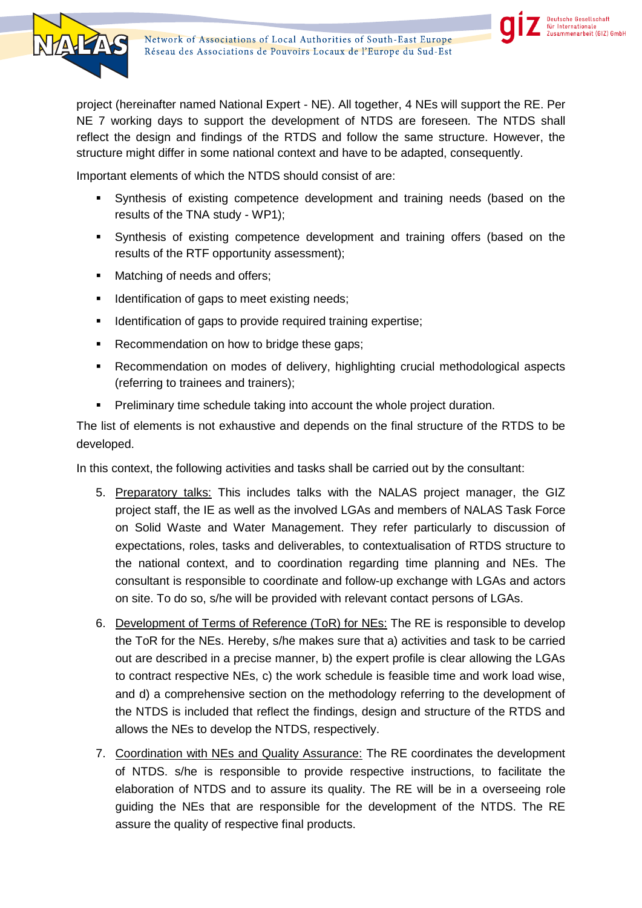project (hereinafter named National Expert - NE). All together, 4 NEs will support the RE. Per NE 7 working days to support the development of NTDS are foreseen. The NTDS shall reflect the design and findings of the RTDS and follow the same structure. However, the structure might differ in some national context and have to be adapted, consequently.

Important elements of which the NTDS should consist of are:

- Synthesis of existing competence development and training needs (based on the results of the TNA study - WP1);
- Synthesis of existing competence development and training offers (based on the results of the RTF opportunity assessment);
- Matching of needs and offers;
- Identification of gaps to meet existing needs;
- Identification of gaps to provide required training expertise;
- Recommendation on how to bridge these gaps;
- Recommendation on modes of delivery, highlighting crucial methodological aspects (referring to trainees and trainers);
- Preliminary time schedule taking into account the whole project duration.

The list of elements is not exhaustive and depends on the final structure of the RTDS to be developed.

In this context, the following activities and tasks shall be carried out by the consultant:

5. Preparatory talks: This includes talks with the NALAS project manager, the GIZ project staff, the IE as well as the involved LGAs and members of NALAS Task Force on Solid Waste and Water Management. They refer particularly to discussion of expectations, roles, tasks and deliverables, to contextualisation of RTDS structure to the national context, and to coordination regarding time planning and NEs. The consultant is responsible to coordinate and follow-up exchange with LGAs and actors on site. To do so, s/he will be provided with relevant contact persons of LGAs.
6. Development of Terms of Reference (ToR) for NEs: The RE is responsible to develop the ToR for the NEs. Hereby, s/he makes sure that a) activities and task to be carried out are described in a precise manner, b) the expert profile is clear allowing the LGAs to contract respective NEs, c) the work schedule is feasible time and work load wise, and d) a comprehensive section on the methodology referring to the development of the NTDS is included that reflect the findings, design and structure of the RTDS and allows the NEs to develop the NTDS, respectively.
7. Coordination with NEs and Quality Assurance: The RE coordinates the development of NTDS. s/he is responsible to provide respective instructions, to facilitate the elaboration of NTDS and to assure its quality. The RE will be in a overseeing role guiding the NEs that are responsible for the development of the NTDS. The RE assure the quality of respective final products.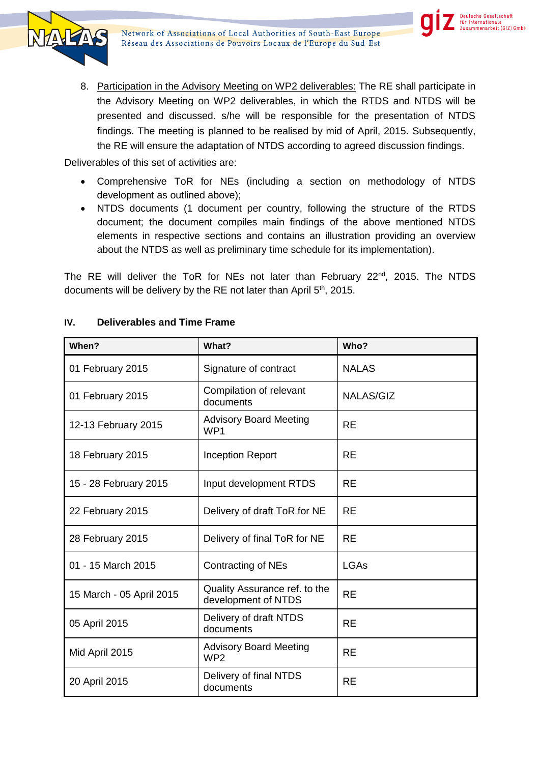8. Participation in the Advisory Meeting on WP2 deliverables: The RE shall participate in the Advisory Meeting on WP2 deliverables, in which the RTDS and NTDS will be presented and discussed. s/he will be responsible for the presentation of NTDS findings. The meeting is planned to be realised by mid of April, 2015. Subsequently, the RE will ensure the adaptation of NTDS according to agreed discussion findings.

Deliverables of this set of activities are:

- Comprehensive ToR for NEs (including a section on methodology of NTDS development as outlined above);
- NTDS documents (1 document per country, following the structure of the RTDS document; the document compiles main findings of the above mentioned NTDS elements in respective sections and contains an illustration providing an overview about the NTDS as well as preliminary time schedule for its implementation).

The RE will deliver the ToR for NEs not later than February 22nd, 2015. The NTDS documents will be delivery by the RE not later than April 5th, 2015.

## IV. Deliverables and Time Frame

| When? | What? | Who? |
|---|---|---|
| 01 February 2015 | Signature of contract | NALAS |
| 01 February 2015 | Compilation of relevant documents | NALAS/GIZ |
| 12-13 February 2015 | Advisory Board Meeting WP1 | RE |
| 18 February 2015 | Inception Report | RE |
| 15 - 28 February 2015 | Input development RTDS | RE |
| 22 February 2015 | Delivery of draft ToR for NE | RE |
| 28 February 2015 | Delivery of final ToR for NE | RE |
| 01 - 15 March 2015 | Contracting of NEs | LGAs |
| 15 March - 05 April 2015 | Quality Assurance ref. to the development of NTDS | RE |
| 05 April 2015 | Delivery of draft NTDS documents | RE |
| Mid April 2015 | Advisory Board Meeting WP2 | RE |
| 20 April 2015 | Delivery of final NTDS documents | RE |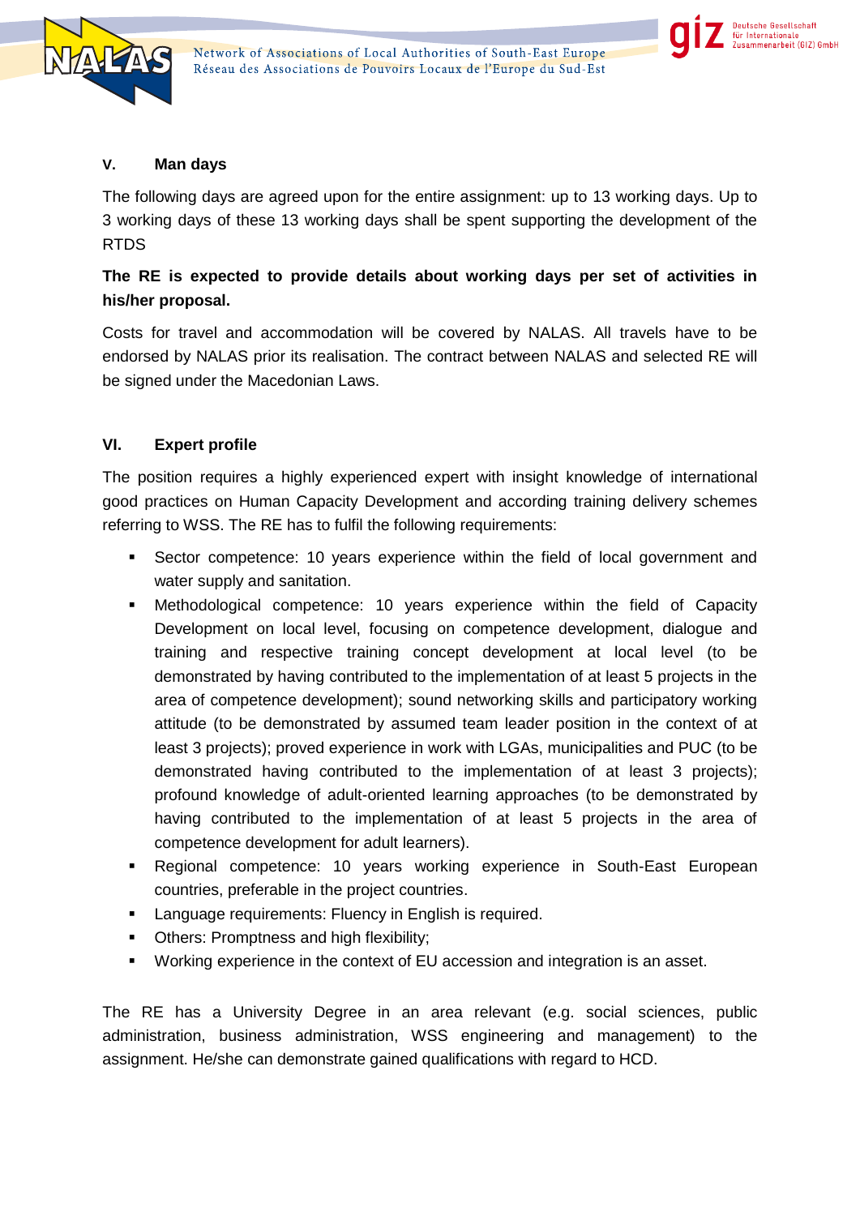## V. Man days

The following days are agreed upon for the entire assignment: up to 13 working days. Up to 3 working days of these 13 working days shall be spent supporting the development of the RTDS

**The RE is expected to provide details about working days per set of activities in his/her proposal.**

Costs for travel and accommodation will be covered by NALAS. All travels have to be endorsed by NALAS prior its realisation. The contract between NALAS and selected RE will be signed under the Macedonian Laws.

## VI. Expert profile

The position requires a highly experienced expert with insight knowledge of international good practices on Human Capacity Development and according training delivery schemes referring to WSS. The RE has to fulfil the following requirements:

- Sector competence: 10 years experience within the field of local government and water supply and sanitation.
- Methodological competence: 10 years experience within the field of Capacity Development on local level, focusing on competence development, dialogue and training and respective training concept development at local level (to be demonstrated by having contributed to the implementation of at least 5 projects in the area of competence development); sound networking skills and participatory working attitude (to be demonstrated by assumed team leader position in the context of at least 3 projects); proved experience in work with LGAs, municipalities and PUC (to be demonstrated having contributed to the implementation of at least 3 projects); profound knowledge of adult-oriented learning approaches (to be demonstrated by having contributed to the implementation of at least 5 projects in the area of competence development for adult learners).
- Regional competence: 10 years working experience in South-East European countries, preferable in the project countries.
- Language requirements: Fluency in English is required.
- Others: Promptness and high flexibility;
- Working experience in the context of EU accession and integration is an asset.

The RE has a University Degree in an area relevant (e.g. social sciences, public administration, business administration, WSS engineering and management) to the assignment. He/she can demonstrate gained qualifications with regard to HCD.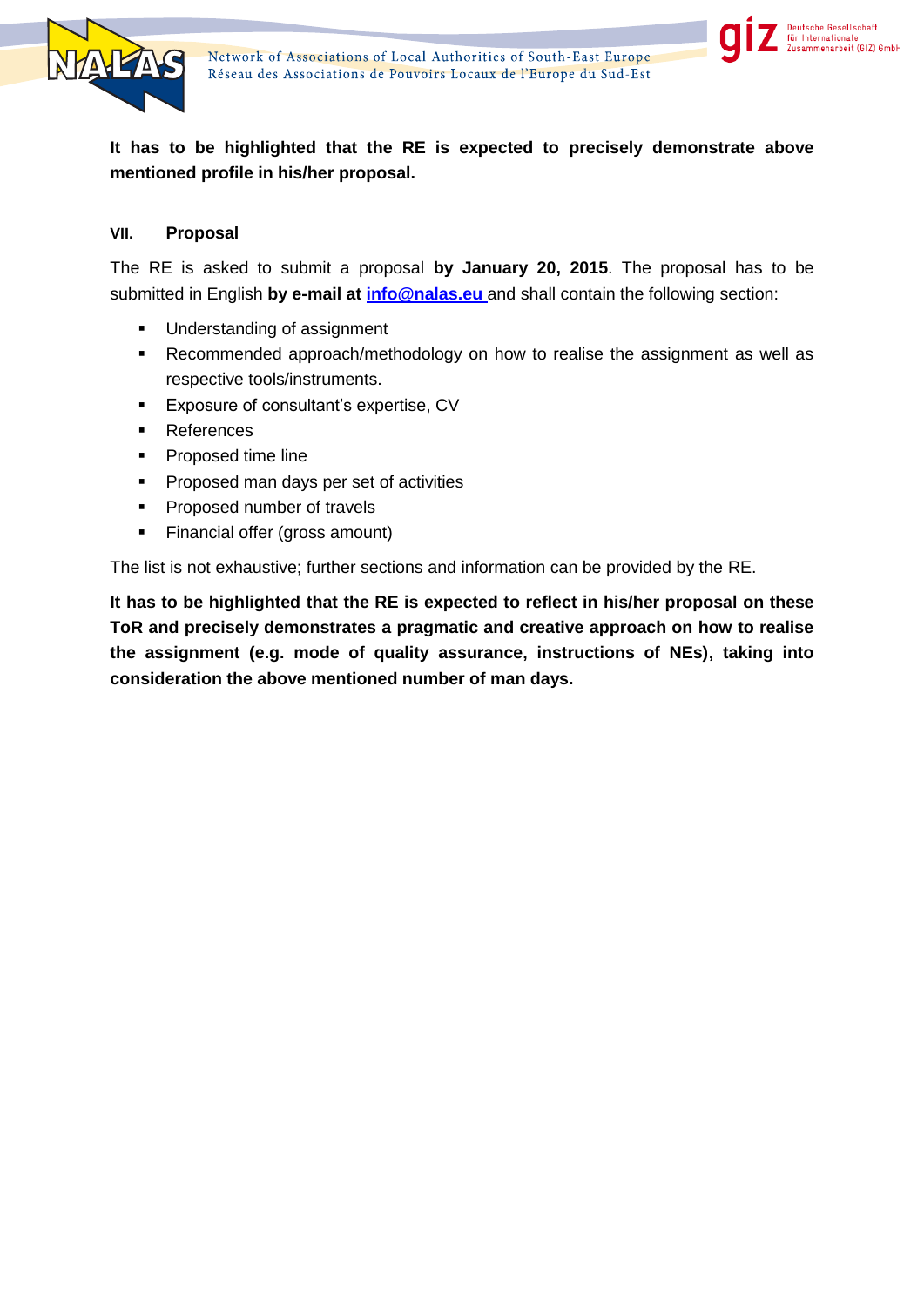**It has to be highlighted that the RE is expected to precisely demonstrate above mentioned profile in his/her proposal.**

## VII. Proposal

The RE is asked to submit a proposal **by January 20, 2015**. The proposal has to be submitted in English **by e-mail at info@nalas.eu** and shall contain the following section:

- Understanding of assignment
- Recommended approach/methodology on how to realise the assignment as well as respective tools/instruments.
- Exposure of consultant's expertise, CV
- References
- Proposed time line
- Proposed man days per set of activities
- Proposed number of travels
- Financial offer (gross amount)

The list is not exhaustive; further sections and information can be provided by the RE.

**It has to be highlighted that the RE is expected to reflect in his/her proposal on these ToR and precisely demonstrates a pragmatic and creative approach on how to realise the assignment (e.g. mode of quality assurance, instructions of NEs), taking into consideration the above mentioned number of man days.**